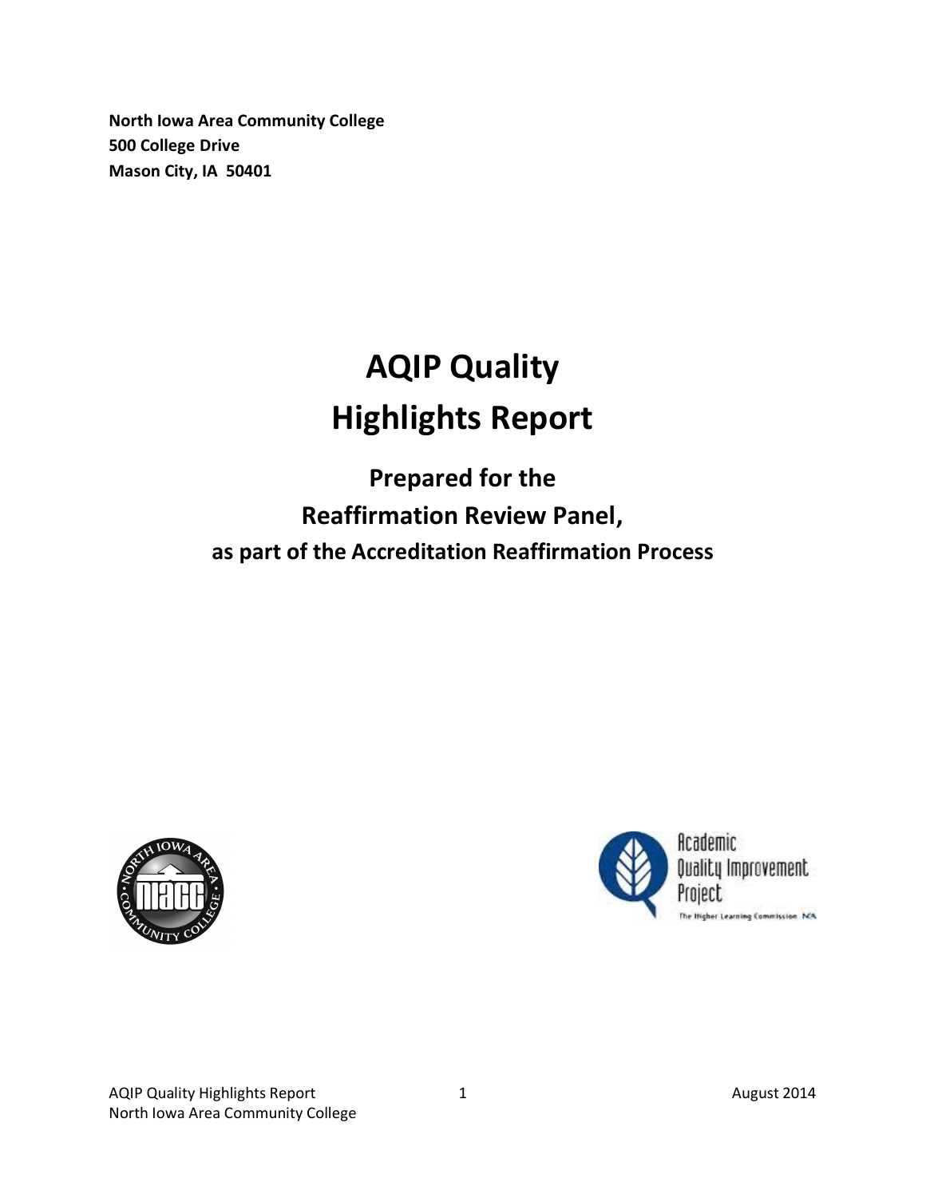**North Iowa Area Community College**
**500 College Drive**
**Mason City, IA 50401**

# AQIP Quality Highlights Report

## Prepared for the Reaffirmation Review Panel, as part of the Accreditation Reaffirmation Process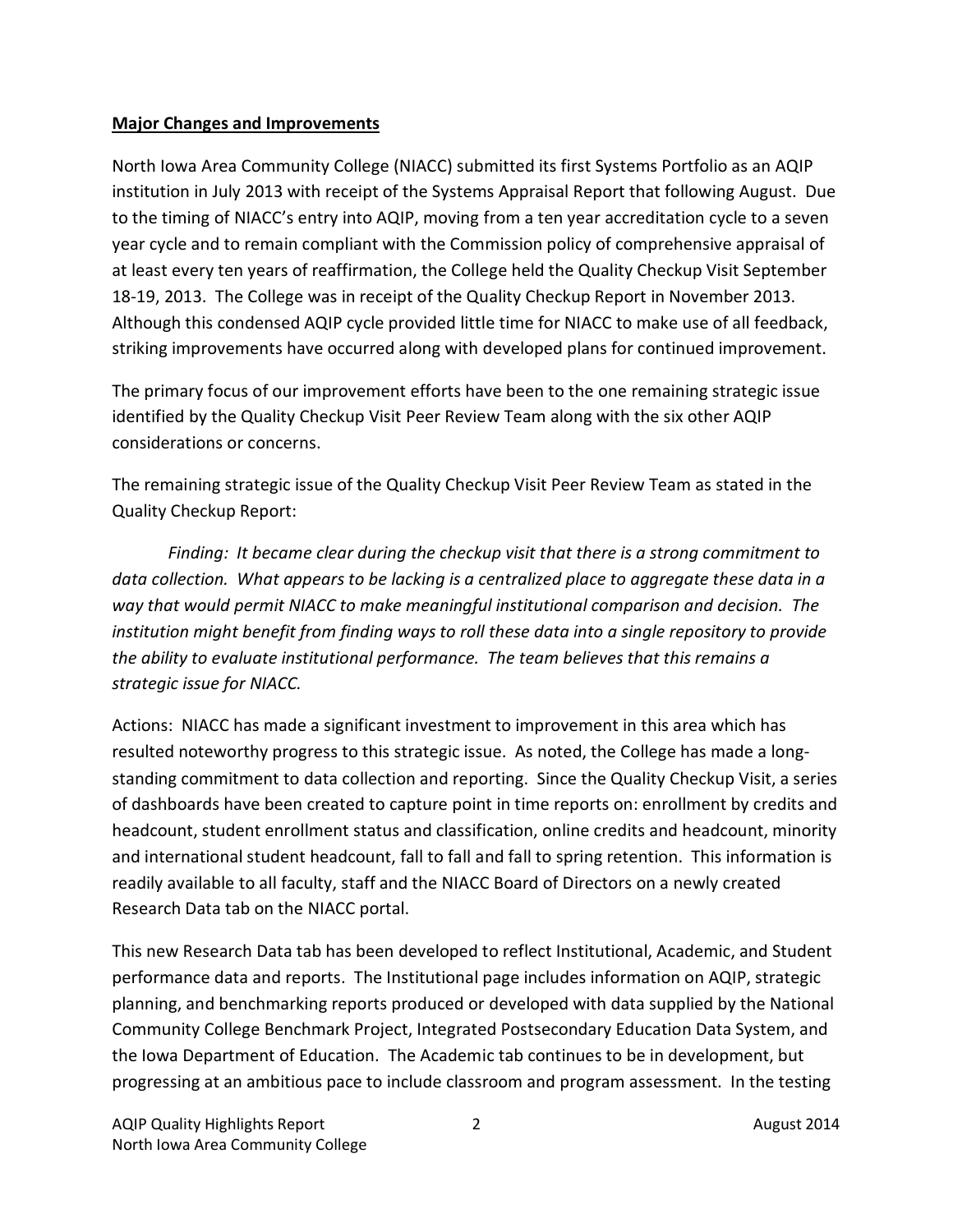**Major Changes and Improvements**

North Iowa Area Community College (NIACC) submitted its first Systems Portfolio as an AQIP institution in July 2013 with receipt of the Systems Appraisal Report that following August. Due to the timing of NIACC's entry into AQIP, moving from a ten year accreditation cycle to a seven year cycle and to remain compliant with the Commission policy of comprehensive appraisal of at least every ten years of reaffirmation, the College held the Quality Checkup Visit September 18-19, 2013. The College was in receipt of the Quality Checkup Report in November 2013. Although this condensed AQIP cycle provided little time for NIACC to make use of all feedback, striking improvements have occurred along with developed plans for continued improvement.

The primary focus of our improvement efforts have been to the one remaining strategic issue identified by the Quality Checkup Visit Peer Review Team along with the six other AQIP considerations or concerns.

The remaining strategic issue of the Quality Checkup Visit Peer Review Team as stated in the Quality Checkup Report:

*Finding: It became clear during the checkup visit that there is a strong commitment to data collection. What appears to be lacking is a centralized place to aggregate these data in a way that would permit NIACC to make meaningful institutional comparison and decision. The institution might benefit from finding ways to roll these data into a single repository to provide the ability to evaluate institutional performance. The team believes that this remains a strategic issue for NIACC.*

Actions: NIACC has made a significant investment to improvement in this area which has resulted noteworthy progress to this strategic issue. As noted, the College has made a long-standing commitment to data collection and reporting. Since the Quality Checkup Visit, a series of dashboards have been created to capture point in time reports on: enrollment by credits and headcount, student enrollment status and classification, online credits and headcount, minority and international student headcount, fall to fall and fall to spring retention. This information is readily available to all faculty, staff and the NIACC Board of Directors on a newly created Research Data tab on the NIACC portal.

This new Research Data tab has been developed to reflect Institutional, Academic, and Student performance data and reports. The Institutional page includes information on AQIP, strategic planning, and benchmarking reports produced or developed with data supplied by the National Community College Benchmark Project, Integrated Postsecondary Education Data System, and the Iowa Department of Education. The Academic tab continues to be in development, but progressing at an ambitious pace to include classroom and program assessment. In the testing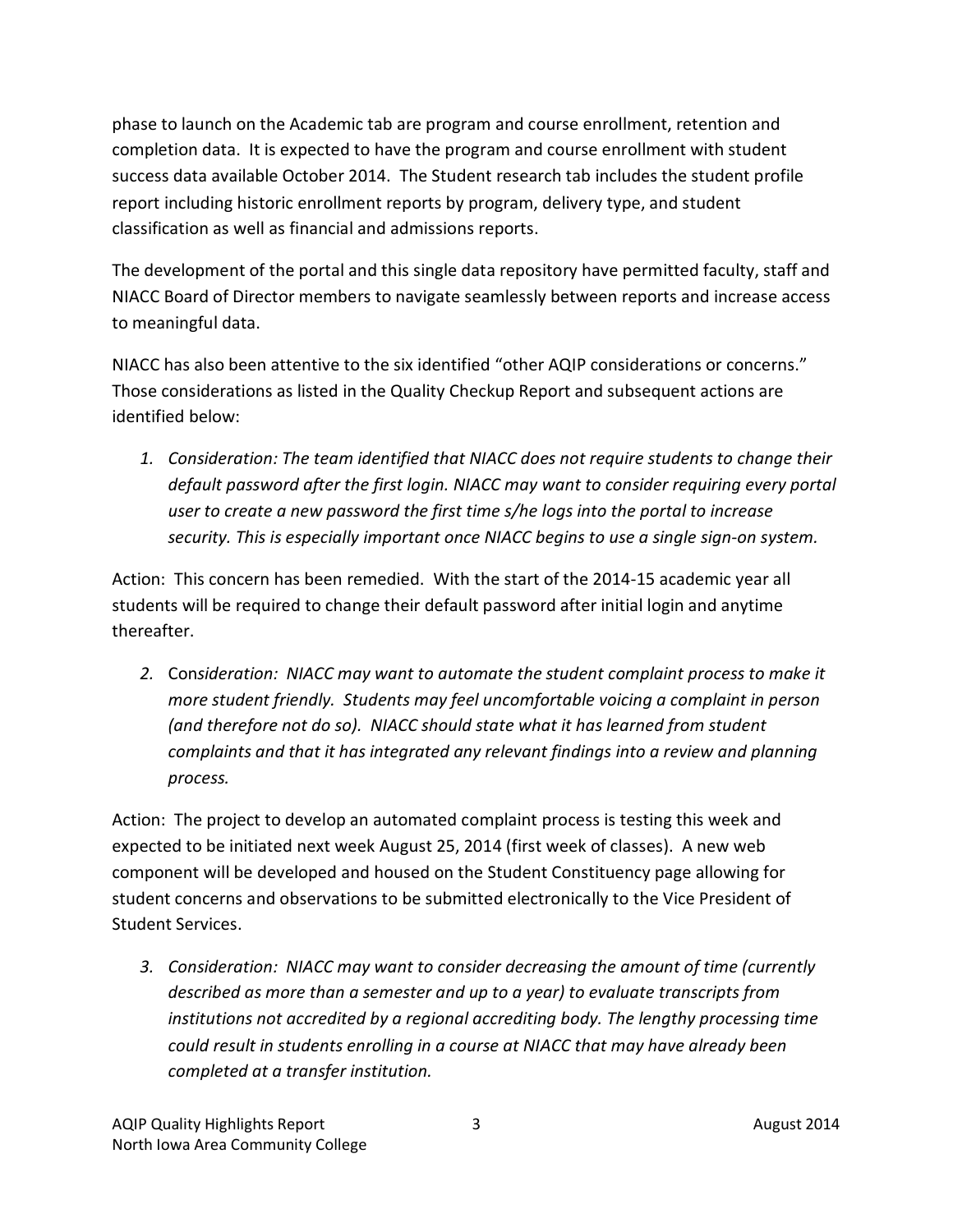phase to launch on the Academic tab are program and course enrollment, retention and completion data. It is expected to have the program and course enrollment with student success data available October 2014. The Student research tab includes the student profile report including historic enrollment reports by program, delivery type, and student classification as well as financial and admissions reports.

The development of the portal and this single data repository have permitted faculty, staff and NIACC Board of Director members to navigate seamlessly between reports and increase access to meaningful data.

NIACC has also been attentive to the six identified "other AQIP considerations or concerns." Those considerations as listed in the Quality Checkup Report and subsequent actions are identified below:

1. *Consideration: The team identified that NIACC does not require students to change their default password after the first login. NIACC may want to consider requiring every portal user to create a new password the first time s/he logs into the portal to increase security. This is especially important once NIACC begins to use a single sign-on system.*

Action: This concern has been remedied. With the start of the 2014-15 academic year all students will be required to change their default password after initial login and anytime thereafter.

2. Con*sideration: NIACC may want to automate the student complaint process to make it more student friendly. Students may feel uncomfortable voicing a complaint in person (and therefore not do so). NIACC should state what it has learned from student complaints and that it has integrated any relevant findings into a review and planning process.*

Action: The project to develop an automated complaint process is testing this week and expected to be initiated next week August 25, 2014 (first week of classes). A new web component will be developed and housed on the Student Constituency page allowing for student concerns and observations to be submitted electronically to the Vice President of Student Services.

3. *Consideration: NIACC may want to consider decreasing the amount of time (currently described as more than a semester and up to a year) to evaluate transcripts from institutions not accredited by a regional accrediting body. The lengthy processing time could result in students enrolling in a course at NIACC that may have already been completed at a transfer institution.*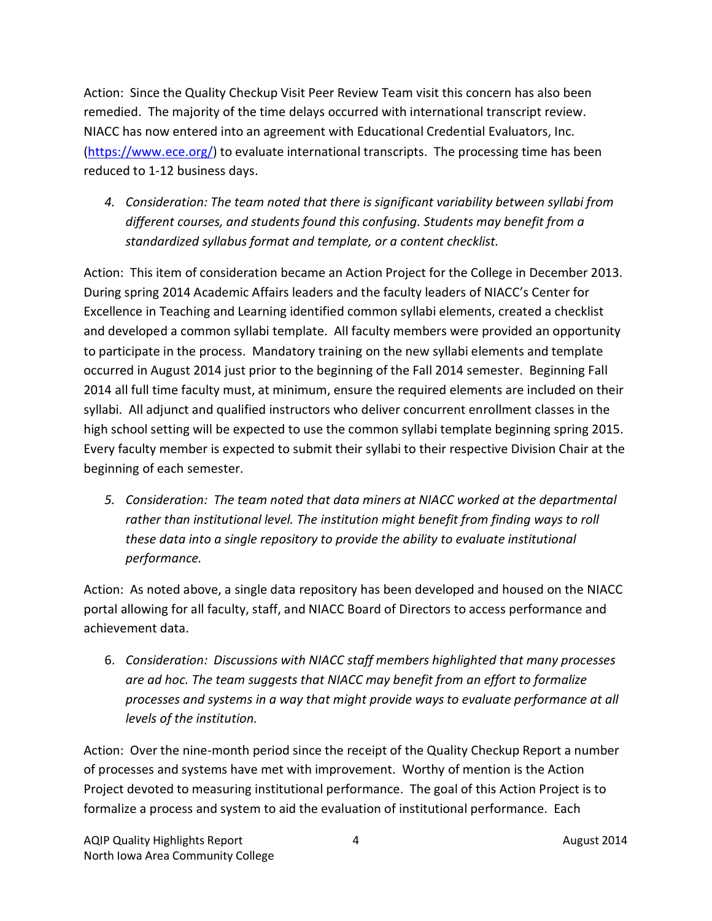Action: Since the Quality Checkup Visit Peer Review Team visit this concern has also been remedied. The majority of the time delays occurred with international transcript review. NIACC has now entered into an agreement with Educational Credential Evaluators, Inc. ([https://www.ece.org/](https://www.ece.org/)) to evaluate international transcripts. The processing time has been reduced to 1-12 business days.

4. *Consideration: The team noted that there is significant variability between syllabi from different courses, and students found this confusing. Students may benefit from a standardized syllabus format and template, or a content checklist.*

Action: This item of consideration became an Action Project for the College in December 2013. During spring 2014 Academic Affairs leaders and the faculty leaders of NIACC's Center for Excellence in Teaching and Learning identified common syllabi elements, created a checklist and developed a common syllabi template. All faculty members were provided an opportunity to participate in the process. Mandatory training on the new syllabi elements and template occurred in August 2014 just prior to the beginning of the Fall 2014 semester. Beginning Fall 2014 all full time faculty must, at minimum, ensure the required elements are included on their syllabi. All adjunct and qualified instructors who deliver concurrent enrollment classes in the high school setting will be expected to use the common syllabi template beginning spring 2015. Every faculty member is expected to submit their syllabi to their respective Division Chair at the beginning of each semester.

5. *Consideration: The team noted that data miners at NIACC worked at the departmental rather than institutional level. The institution might benefit from finding ways to roll these data into a single repository to provide the ability to evaluate institutional performance.*

Action: As noted above, a single data repository has been developed and housed on the NIACC portal allowing for all faculty, staff, and NIACC Board of Directors to access performance and achievement data.

6. *Consideration: Discussions with NIACC staff members highlighted that many processes are ad hoc. The team suggests that NIACC may benefit from an effort to formalize processes and systems in a way that might provide ways to evaluate performance at all levels of the institution.*

Action: Over the nine-month period since the receipt of the Quality Checkup Report a number of processes and systems have met with improvement. Worthy of mention is the Action Project devoted to measuring institutional performance. The goal of this Action Project is to formalize a process and system to aid the evaluation of institutional performance. Each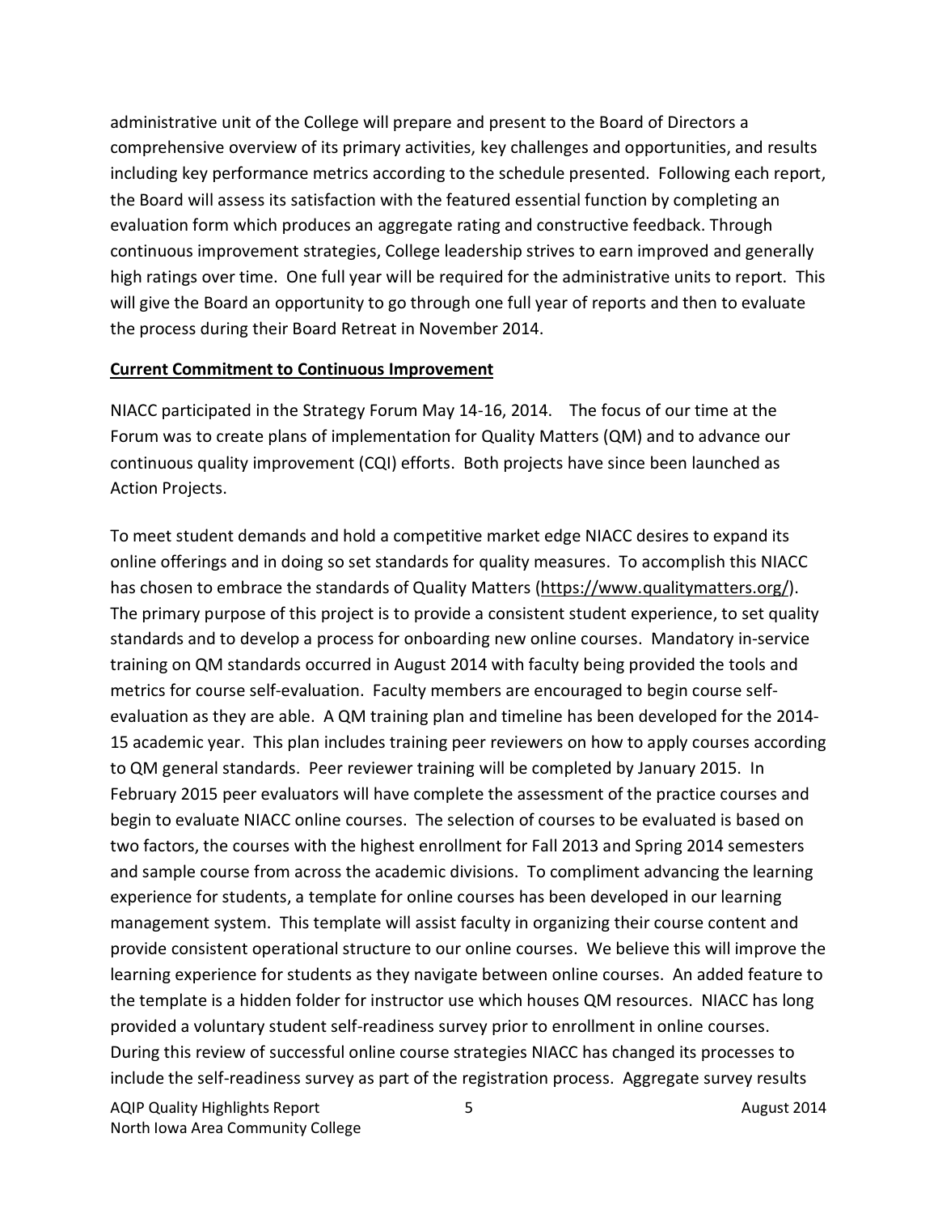administrative unit of the College will prepare and present to the Board of Directors a comprehensive overview of its primary activities, key challenges and opportunities, and results including key performance metrics according to the schedule presented. Following each report, the Board will assess its satisfaction with the featured essential function by completing an evaluation form which produces an aggregate rating and constructive feedback. Through continuous improvement strategies, College leadership strives to earn improved and generally high ratings over time. One full year will be required for the administrative units to report. This will give the Board an opportunity to go through one full year of reports and then to evaluate the process during their Board Retreat in November 2014.

**Current Commitment to Continuous Improvement**

NIACC participated in the Strategy Forum May 14-16, 2014. The focus of our time at the Forum was to create plans of implementation for Quality Matters (QM) and to advance our continuous quality improvement (CQI) efforts. Both projects have since been launched as Action Projects.

To meet student demands and hold a competitive market edge NIACC desires to expand its online offerings and in doing so set standards for quality measures. To accomplish this NIACC has chosen to embrace the standards of Quality Matters (https://www.qualitymatters.org/). The primary purpose of this project is to provide a consistent student experience, to set quality standards and to develop a process for onboarding new online courses. Mandatory in-service training on QM standards occurred in August 2014 with faculty being provided the tools and metrics for course self-evaluation. Faculty members are encouraged to begin course self-evaluation as they are able. A QM training plan and timeline has been developed for the 2014-15 academic year. This plan includes training peer reviewers on how to apply courses according to QM general standards. Peer reviewer training will be completed by January 2015. In February 2015 peer evaluators will have complete the assessment of the practice courses and begin to evaluate NIACC online courses. The selection of courses to be evaluated is based on two factors, the courses with the highest enrollment for Fall 2013 and Spring 2014 semesters and sample course from across the academic divisions. To compliment advancing the learning experience for students, a template for online courses has been developed in our learning management system. This template will assist faculty in organizing their course content and provide consistent operational structure to our online courses. We believe this will improve the learning experience for students as they navigate between online courses. An added feature to the template is a hidden folder for instructor use which houses QM resources. NIACC has long provided a voluntary student self-readiness survey prior to enrollment in online courses. During this review of successful online course strategies NIACC has changed its processes to include the self-readiness survey as part of the registration process. Aggregate survey results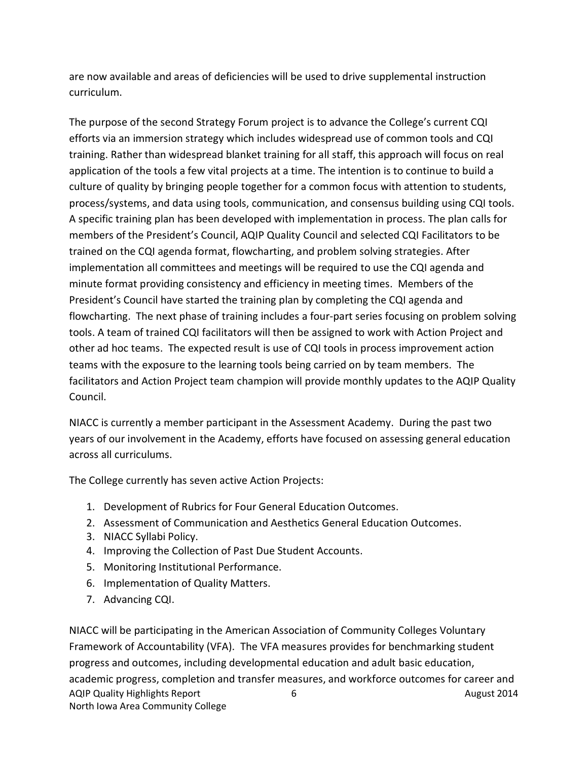are now available and areas of deficiencies will be used to drive supplemental instruction curriculum.

The purpose of the second Strategy Forum project is to advance the College's current CQI efforts via an immersion strategy which includes widespread use of common tools and CQI training. Rather than widespread blanket training for all staff, this approach will focus on real application of the tools a few vital projects at a time. The intention is to continue to build a culture of quality by bringing people together for a common focus with attention to students, process/systems, and data using tools, communication, and consensus building using CQI tools. A specific training plan has been developed with implementation in process. The plan calls for members of the President's Council, AQIP Quality Council and selected CQI Facilitators to be trained on the CQI agenda format, flowcharting, and problem solving strategies. After implementation all committees and meetings will be required to use the CQI agenda and minute format providing consistency and efficiency in meeting times. Members of the President's Council have started the training plan by completing the CQI agenda and flowcharting. The next phase of training includes a four-part series focusing on problem solving tools. A team of trained CQI facilitators will then be assigned to work with Action Project and other ad hoc teams. The expected result is use of CQI tools in process improvement action teams with the exposure to the learning tools being carried on by team members. The facilitators and Action Project team champion will provide monthly updates to the AQIP Quality Council.

NIACC is currently a member participant in the Assessment Academy. During the past two years of our involvement in the Academy, efforts have focused on assessing general education across all curriculums.

The College currently has seven active Action Projects:

1. Development of Rubrics for Four General Education Outcomes.
2. Assessment of Communication and Aesthetics General Education Outcomes.
3. NIACC Syllabi Policy.
4. Improving the Collection of Past Due Student Accounts.
5. Monitoring Institutional Performance.
6. Implementation of Quality Matters.
7. Advancing CQI.

NIACC will be participating in the American Association of Community Colleges Voluntary Framework of Accountability (VFA). The VFA measures provides for benchmarking student progress and outcomes, including developmental education and adult basic education, academic progress, completion and transfer measures, and workforce outcomes for career and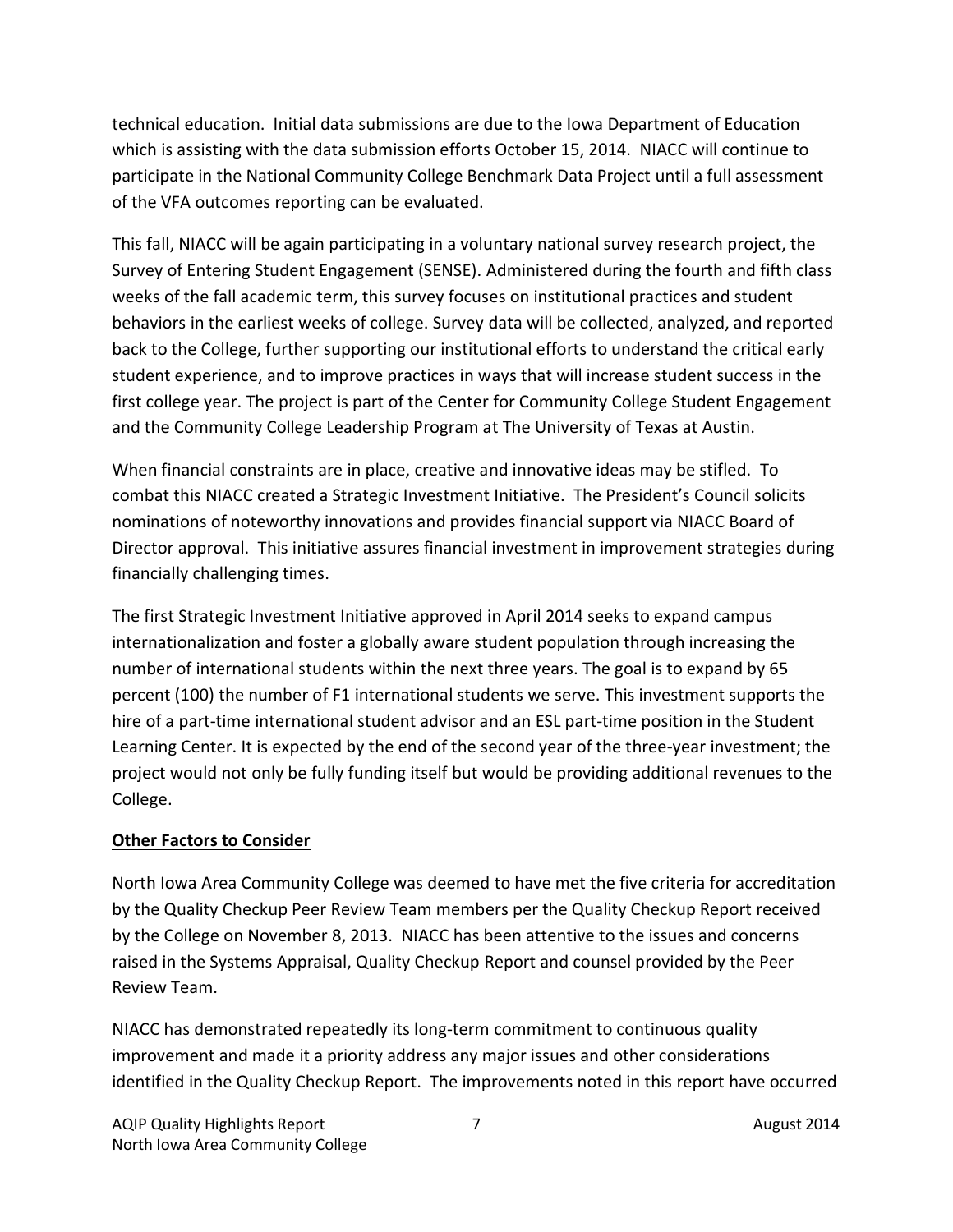technical education. Initial data submissions are due to the Iowa Department of Education which is assisting with the data submission efforts October 15, 2014. NIACC will continue to participate in the National Community College Benchmark Data Project until a full assessment of the VFA outcomes reporting can be evaluated.

This fall, NIACC will be again participating in a voluntary national survey research project, the Survey of Entering Student Engagement (SENSE). Administered during the fourth and fifth class weeks of the fall academic term, this survey focuses on institutional practices and student behaviors in the earliest weeks of college. Survey data will be collected, analyzed, and reported back to the College, further supporting our institutional efforts to understand the critical early student experience, and to improve practices in ways that will increase student success in the first college year. The project is part of the Center for Community College Student Engagement and the Community College Leadership Program at The University of Texas at Austin.

When financial constraints are in place, creative and innovative ideas may be stifled. To combat this NIACC created a Strategic Investment Initiative. The President's Council solicits nominations of noteworthy innovations and provides financial support via NIACC Board of Director approval. This initiative assures financial investment in improvement strategies during financially challenging times.

The first Strategic Investment Initiative approved in April 2014 seeks to expand campus internationalization and foster a globally aware student population through increasing the number of international students within the next three years. The goal is to expand by 65 percent (100) the number of F1 international students we serve. This investment supports the hire of a part-time international student advisor and an ESL part-time position in the Student Learning Center. It is expected by the end of the second year of the three-year investment; the project would not only be fully funding itself but would be providing additional revenues to the College.

## Other Factors to Consider

North Iowa Area Community College was deemed to have met the five criteria for accreditation by the Quality Checkup Peer Review Team members per the Quality Checkup Report received by the College on November 8, 2013. NIACC has been attentive to the issues and concerns raised in the Systems Appraisal, Quality Checkup Report and counsel provided by the Peer Review Team.

NIACC has demonstrated repeatedly its long-term commitment to continuous quality improvement and made it a priority address any major issues and other considerations identified in the Quality Checkup Report. The improvements noted in this report have occurred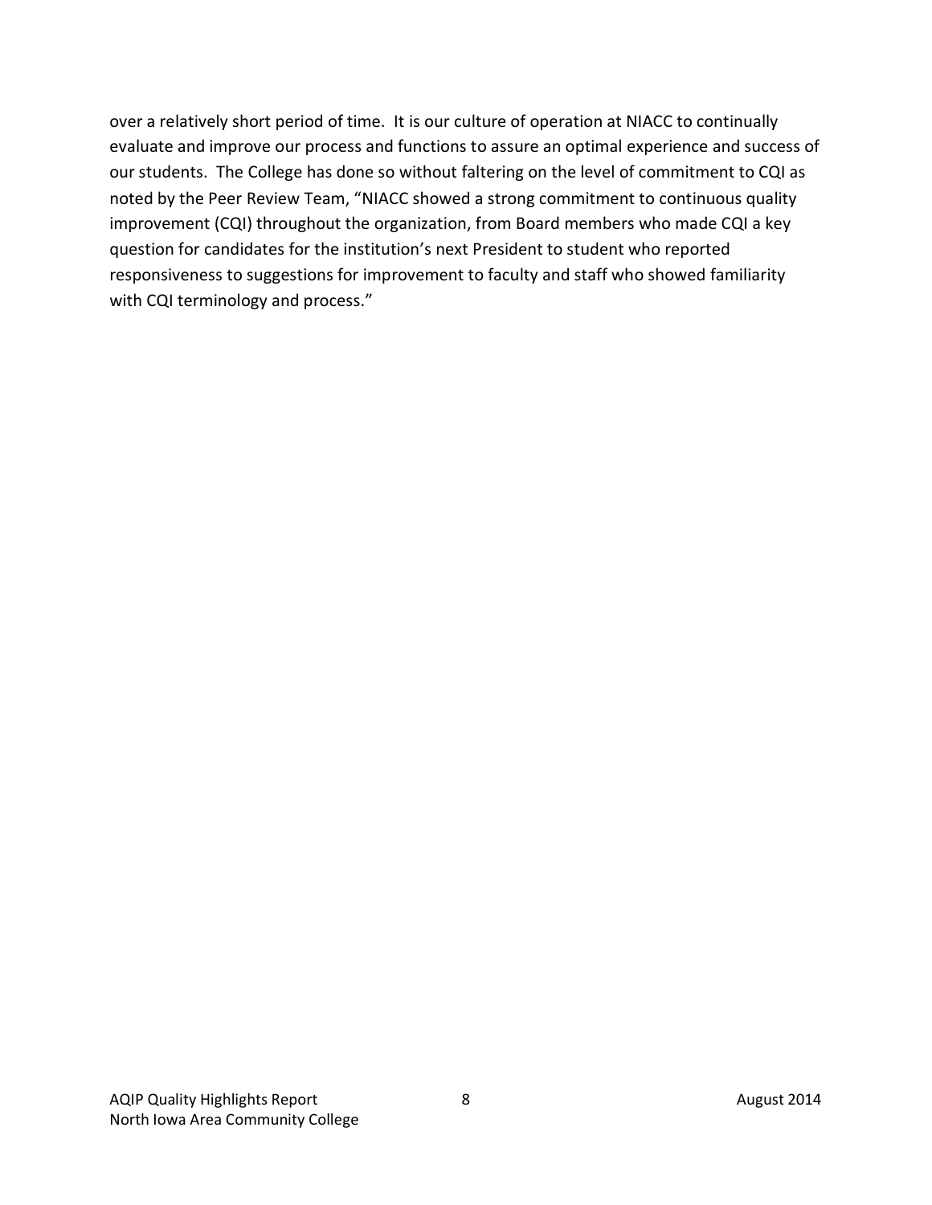over a relatively short period of time. It is our culture of operation at NIACC to continually evaluate and improve our process and functions to assure an optimal experience and success of our students. The College has done so without faltering on the level of commitment to CQI as noted by the Peer Review Team, "NIACC showed a strong commitment to continuous quality improvement (CQI) throughout the organization, from Board members who made CQI a key question for candidates for the institution's next President to student who reported responsiveness to suggestions for improvement to faculty and staff who showed familiarity with CQI terminology and process."